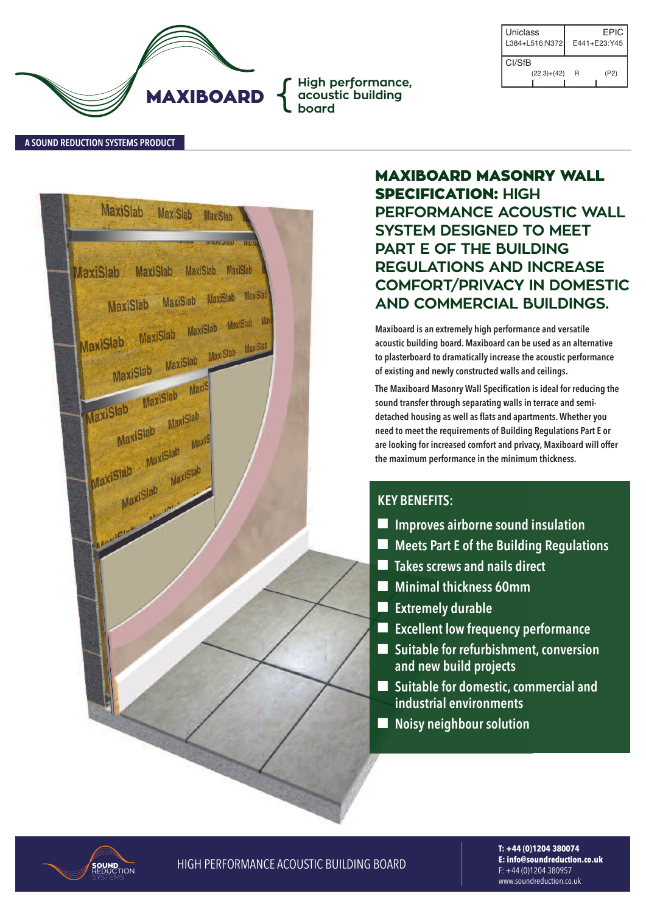**MAXIBOARD** { High performance, acoustic building board

| Uniclass | EPIC |
| --- | --- |
| L384+L516:N372 | E441+E23:Y45 |

| CI/SfB | | |
| --- | --- | --- |
| (22.3)+(42) | R | (P2) |

A SOUND REDUCTION SYSTEMS PRODUCT

# MAXIBOARD MASONRY WALL SPECIFICATION: HIGH PERFORMANCE ACOUSTIC WALL SYSTEM DESIGNED TO MEET PART E OF THE BUILDING REGULATIONS AND INCREASE COMFORT/PRIVACY IN DOMESTIC AND COMMERCIAL BUILDINGS.

Maxiboard is an extremely high performance and versatile acoustic building board. Maxiboard can be used as an alternative to plasterboard to dramatically increase the acoustic performance of existing and newly constructed walls and ceilings.

The Maxiboard Masonry Wall Specification is ideal for reducing the sound transfer through separating walls in terrace and semi-detached housing as well as flats and apartments. Whether you need to meet the requirements of Building Regulations Part E or are looking for increased comfort and privacy, Maxiboard will offer the maximum performance in the minimum thickness.

## KEY BENEFITS:

- Improves airborne sound insulation
- Meets Part E of the Building Regulations
- Takes screws and nails direct
- Minimal thickness 60mm
- Extremely durable
- Excellent low frequency performance
- Suitable for refurbishment, conversion and new build projects
- Suitable for domestic, commercial and industrial environments
- Noisy neighbour solution

SOUND REDUCTION SYSTEMS

HIGH PERFORMANCE ACOUSTIC BUILDING BOARD

**T: +44 (0)1204 380074**
**E: info@soundreduction.co.uk**
F: +44 (0)1204 380957
www.soundreduction.co.uk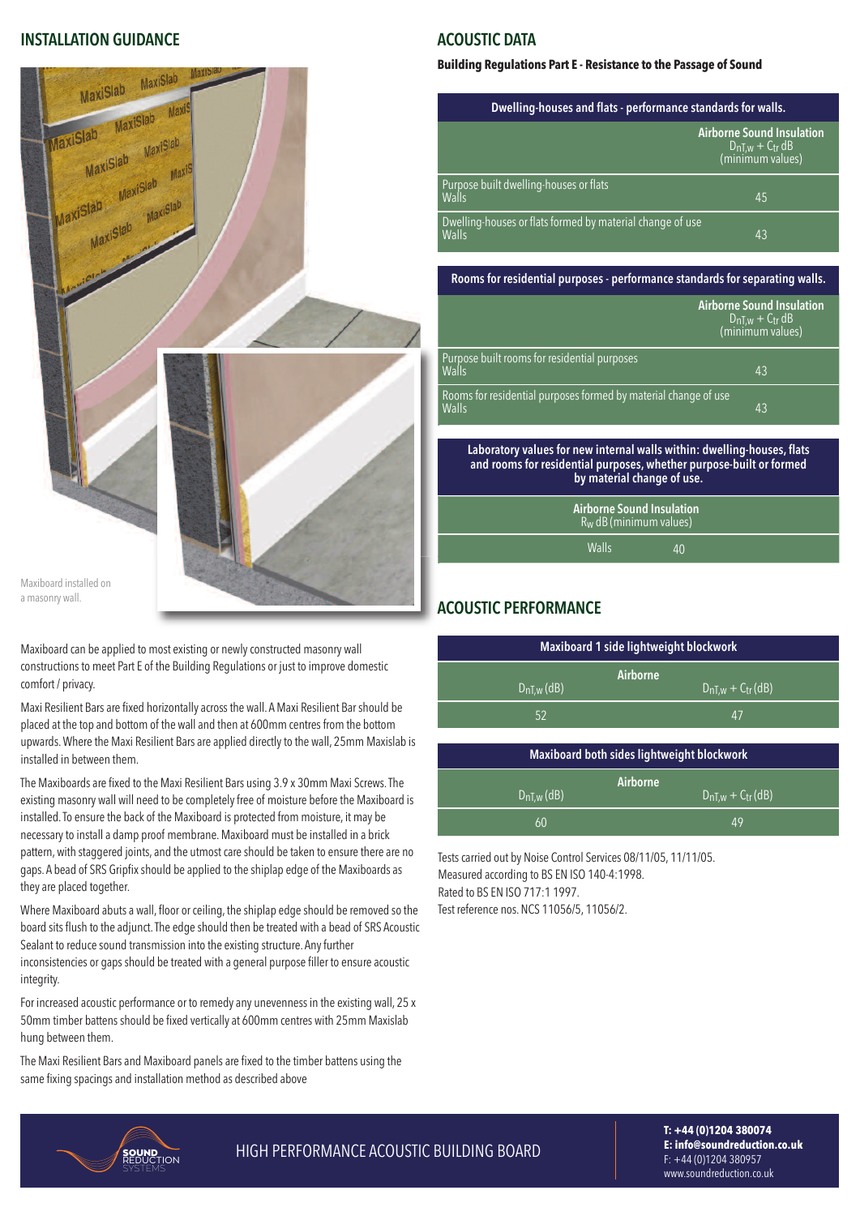## INSTALLATION GUIDANCE

Maxiboard installed on a masonry wall.

Maxiboard can be applied to most existing or newly constructed masonry wall constructions to meet Part E of the Building Regulations or just to improve domestic comfort / privacy.

Maxi Resilient Bars are fixed horizontally across the wall. A Maxi Resilient Bar should be placed at the top and bottom of the wall and then at 600mm centres from the bottom upwards. Where the Maxi Resilient Bars are applied directly to the wall, 25mm Maxislab is installed in between them.

The Maxiboards are fixed to the Maxi Resilient Bars using 3.9 x 30mm Maxi Screws. The existing masonry wall will need to be completely free of moisture before the Maxiboard is installed. To ensure the back of the Maxiboard is protected from moisture, it may be necessary to install a damp proof membrane. Maxiboard must be installed in a brick pattern, with staggered joints, and the utmost care should be taken to ensure there are no gaps. A bead of SRS Gripfix should be applied to the shiplap edge of the Maxiboards as they are placed together.

Where Maxiboard abuts a wall, floor or ceiling, the shiplap edge should be removed so the board sits flush to the adjunct. The edge should then be treated with a bead of SRS Acoustic Sealant to reduce sound transmission into the existing structure. Any further inconsistencies or gaps should be treated with a general purpose filler to ensure acoustic integrity.

For increased acoustic performance or to remedy any unevenness in the existing wall, 25 x 50mm timber battens should be fixed vertically at 600mm centres with 25mm Maxislab hung between them.

The Maxi Resilient Bars and Maxiboard panels are fixed to the timber battens using the same fixing spacings and installation method as described above

## ACOUSTIC DATA

**Building Regulations Part E - Resistance to the Passage of Sound**

| Dwelling-houses and flats - performance standards for walls. | Airborne Sound Insulation $D_{nT,w} + C_{tr}$ dB (minimum values) |
|---|---|
| Purpose built dwelling-houses or flats Walls | 45 |
| Dwelling-houses or flats formed by material change of use Walls | 43 |

| Rooms for residential purposes - performance standards for separating walls. | Airborne Sound Insulation $D_{nT,w} + C_{tr}$ dB (minimum values) |
|---|---|
| Purpose built rooms for residential purposes Walls | 43 |
| Rooms for residential purposes formed by material change of use Walls | 43 |

**Laboratory values for new internal walls within: dwelling-houses, flats and rooms for residential purposes, whether purpose-built or formed by material change of use.**

| | Airborne Sound Insulation $R_w$ dB (minimum values) |
|---|---|
| Walls | 40 |

## ACOUSTIC PERFORMANCE

**Maxiboard 1 side lightweight blockwork**

| Airborne | |
|---|---|
| $D_{nT,w}$ (dB) | $D_{nT,w} + C_{tr}$ (dB) |
| 52 | 47 |

**Maxiboard both sides lightweight blockwork**

| Airborne | |
|---|---|
| $D_{nT,w}$ (dB) | $D_{nT,w} + C_{tr}$ (dB) |
| 60 | 49 |

Tests carried out by Noise Control Services 08/11/05, 11/11/05.
Measured according to BS EN ISO 140-4:1998.
Rated to BS EN ISO 717:1 1997.
Test reference nos. NCS 11056/5, 11056/2.

SOUND REDUCTION SYSTEMS

HIGH PERFORMANCE ACOUSTIC BUILDING BOARD

**T: +44 (0)1204 380074**
**E: info@soundreduction.co.uk**
F: +44 (0)1204 380957
www.soundreduction.co.uk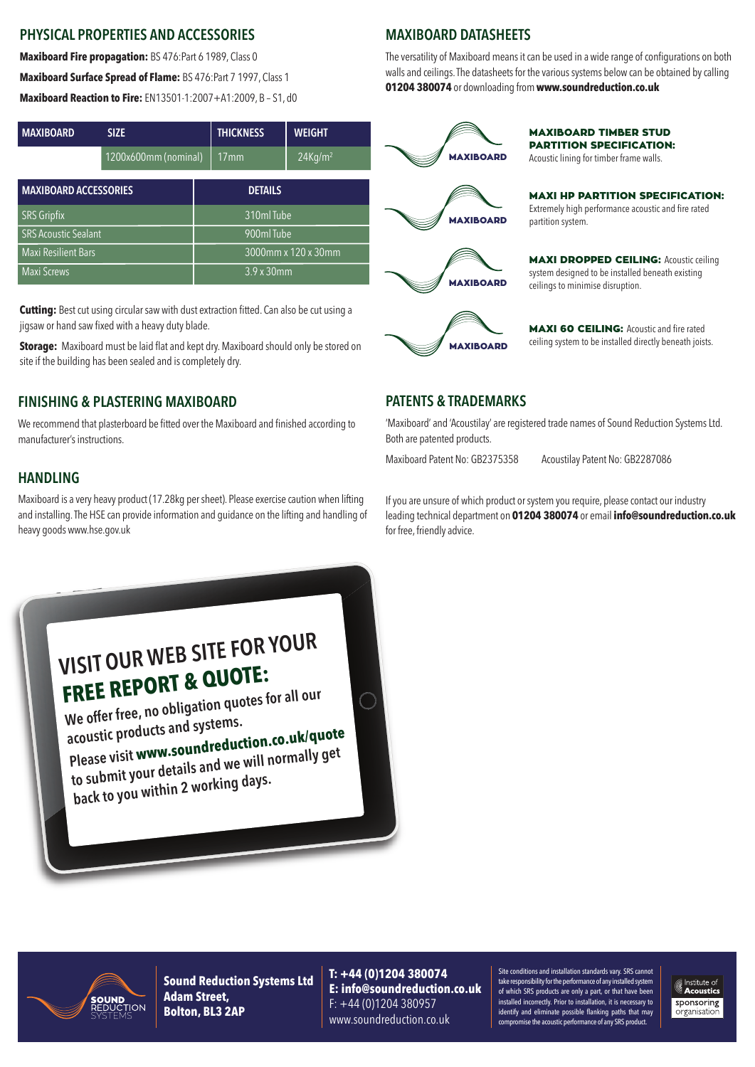## PHYSICAL PROPERTIES AND ACCESSORIES

**Maxiboard Fire propagation:** BS 476:Part 6 1989, Class 0

**Maxiboard Surface Spread of Flame:** BS 476:Part 7 1997, Class 1

**Maxiboard Reaction to Fire:** EN13501-1:2007+A1:2009, B – S1, d0

| MAXIBOARD | SIZE | THICKNESS | WEIGHT |
|---|---|---|---|
| | 1200x600mm (nominal) | 17mm | 24Kg/m$^2$ |

| MAXIBOARD ACCESSORIES | DETAILS |
|---|---|
| SRS Gripfix | 310ml Tube |
| SRS Acoustic Sealant | 900ml Tube |
| Maxi Resilient Bars | 3000mm x 120 x 30mm |
| Maxi Screws | 3.9 x 30mm |

**Cutting:** Best cut using circular saw with dust extraction fitted. Can also be cut using a jigsaw or hand saw fixed with a heavy duty blade.

**Storage:** Maxiboard must be laid flat and kept dry. Maxiboard should only be stored on site if the building has been sealed and is completely dry.

## FINISHING & PLASTERING MAXIBOARD

We recommend that plasterboard be fitted over the Maxiboard and finished according to manufacturer's instructions.

## HANDLING

Maxiboard is a very heavy product (17.28kg per sheet). Please exercise caution when lifting and installing. The HSE can provide information and guidance on the lifting and handling of heavy goods www.hse.gov.uk

## MAXIBOARD DATASHEETS

The versatility of Maxiboard means it can be used in a wide range of configurations on both walls and ceilings. The datasheets for the various systems below can be obtained by calling **01204 380074** or downloading from **www.soundreduction.co.uk**

MAXIBOARD

**MAXIBOARD TIMBER STUD PARTITION SPECIFICATION:** Acoustic lining for timber frame walls.

MAXIBOARD

**MAXI HP PARTITION SPECIFICATION:** Extremely high performance acoustic and fire rated partition system.

MAXIBOARD

**MAXI DROPPED CEILING:** Acoustic ceiling system designed to be installed beneath existing ceilings to minimise disruption.

MAXIBOARD

**MAXI 60 CEILING:** Acoustic and fire rated ceiling system to be installed directly beneath joists.

## PATENTS & TRADEMARKS

'Maxiboard' and 'Acoustilay' are registered trade names of Sound Reduction Systems Ltd. Both are patented products.

Maxiboard Patent No: GB2375358 Acoustilay Patent No: GB2287086

If you are unsure of which product or system you require, please contact our industry leading technical department on **01204 380074** or email **info@soundreduction.co.uk** for free, friendly advice.

**VISIT OUR WEB SITE FOR YOUR FREE REPORT & QUOTE:**

We offer free, no obligation quotes for all our acoustic products and systems.

Please visit **www.soundreduction.co.uk/quote** to submit your details and we will normally get back to you within 2 working days.

SOUND REDUCTION SYSTEMS

**Sound Reduction Systems Ltd**
**Adam Street,**
**Bolton, BL3 2AP**

**T: +44 (0)1204 380074**
**E: info@soundreduction.co.uk**
F: +44 (0)1204 380957
www.soundreduction.co.uk

Site conditions and installation standards vary. SRS cannot take responsibility for the performance of any installed system of which SRS products are only a part, or that have been installed incorrectly. Prior to installation, it is necessary to identify and eliminate possible flanking paths that may compromise the acoustic performance of any SRS product.

Institute of Acoustics sponsoring organisation